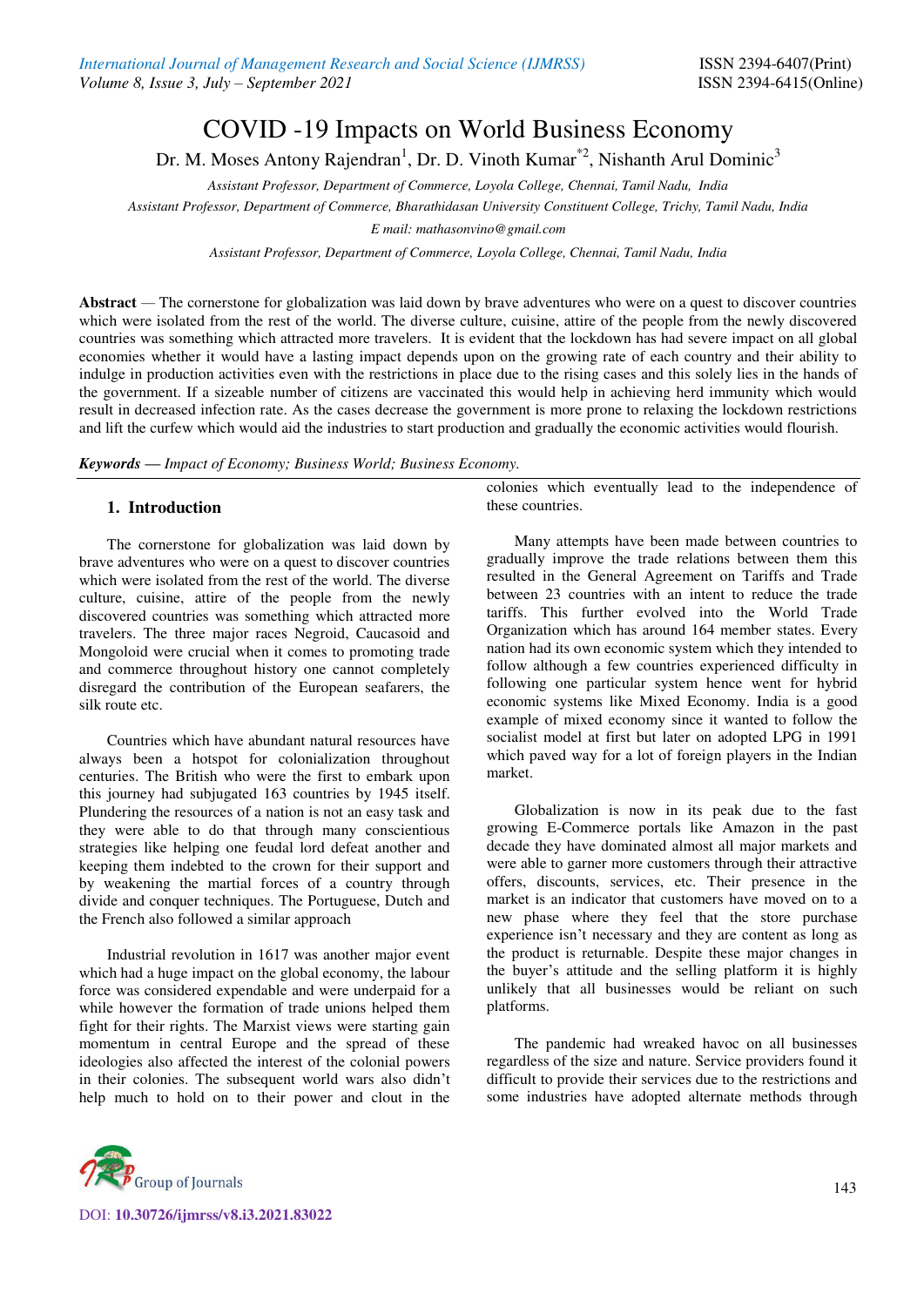# COVID -19 Impacts on World Business Economy

Dr. M. Moses Antony Rajendran[1], Dr. D. Vinoth Kumar[*2], Nishanth Arul Dominic[3]

*Assistant Professor, Department of Commerce, Loyola College, Chennai, Tamil Nadu, India*

*Assistant Professor, Department of Commerce, Bharathidasan University Constituent College, Trichy, Tamil Nadu, India*

*E mail: mathasonvino@gmail.com*

*Assistant Professor, Department of Commerce, Loyola College, Chennai, Tamil Nadu, India*

**Abstract** — The cornerstone for globalization was laid down by brave adventures who were on a quest to discover countries which were isolated from the rest of the world. The diverse culture, cuisine, attire of the people from the newly discovered countries was something which attracted more travelers. It is evident that the lockdown has had severe impact on all global economies whether it would have a lasting impact depends upon on the growing rate of each country and their ability to indulge in production activities even with the restrictions in place due to the rising cases and this solely lies in the hands of the government. If a sizeable number of citizens are vaccinated this would help in achieving herd immunity which would result in decreased infection rate. As the cases decrease the government is more prone to relaxing the lockdown restrictions and lift the curfew which would aid the industries to start production and gradually the economic activities would flourish.

***Keywords*** ***—*** *Impact of Economy; Business World; Business Economy.*

## 1. Introduction

The cornerstone for globalization was laid down by brave adventures who were on a quest to discover countries which were isolated from the rest of the world. The diverse culture, cuisine, attire of the people from the newly discovered countries was something which attracted more travelers. The three major races Negroid, Caucasoid and Mongoloid were crucial when it comes to promoting trade and commerce throughout history one cannot completely disregard the contribution of the European seafarers, the silk route etc.

Countries which have abundant natural resources have always been a hotspot for colonialization throughout centuries. The British who were the first to embark upon this journey had subjugated 163 countries by 1945 itself. Plundering the resources of a nation is not an easy task and they were able to do that through many conscientious strategies like helping one feudal lord defeat another and keeping them indebted to the crown for their support and by weakening the martial forces of a country through divide and conquer techniques. The Portuguese, Dutch and the French also followed a similar approach

Industrial revolution in 1617 was another major event which had a huge impact on the global economy, the labour force was considered expendable and were underpaid for a while however the formation of trade unions helped them fight for their rights. The Marxist views were starting gain momentum in central Europe and the spread of these ideologies also affected the interest of the colonial powers in their colonies. The subsequent world wars also didn't help much to hold on to their power and clout in the colonies which eventually lead to the independence of these countries.

Many attempts have been made between countries to gradually improve the trade relations between them this resulted in the General Agreement on Tariffs and Trade between 23 countries with an intent to reduce the trade tariffs. This further evolved into the World Trade Organization which has around 164 member states. Every nation had its own economic system which they intended to follow although a few countries experienced difficulty in following one particular system hence went for hybrid economic systems like Mixed Economy. India is a good example of mixed economy since it wanted to follow the socialist model at first but later on adopted LPG in 1991 which paved way for a lot of foreign players in the Indian market.

Globalization is now in its peak due to the fast growing E-Commerce portals like Amazon in the past decade they have dominated almost all major markets and were able to garner more customers through their attractive offers, discounts, services, etc. Their presence in the market is an indicator that customers have moved on to a new phase where they feel that the store purchase experience isn't necessary and they are content as long as the product is returnable. Despite these major changes in the buyer's attitude and the selling platform it is highly unlikely that all businesses would be reliant on such platforms.

The pandemic had wreaked havoc on all businesses regardless of the size and nature. Service providers found it difficult to provide their services due to the restrictions and some industries have adopted alternate methods through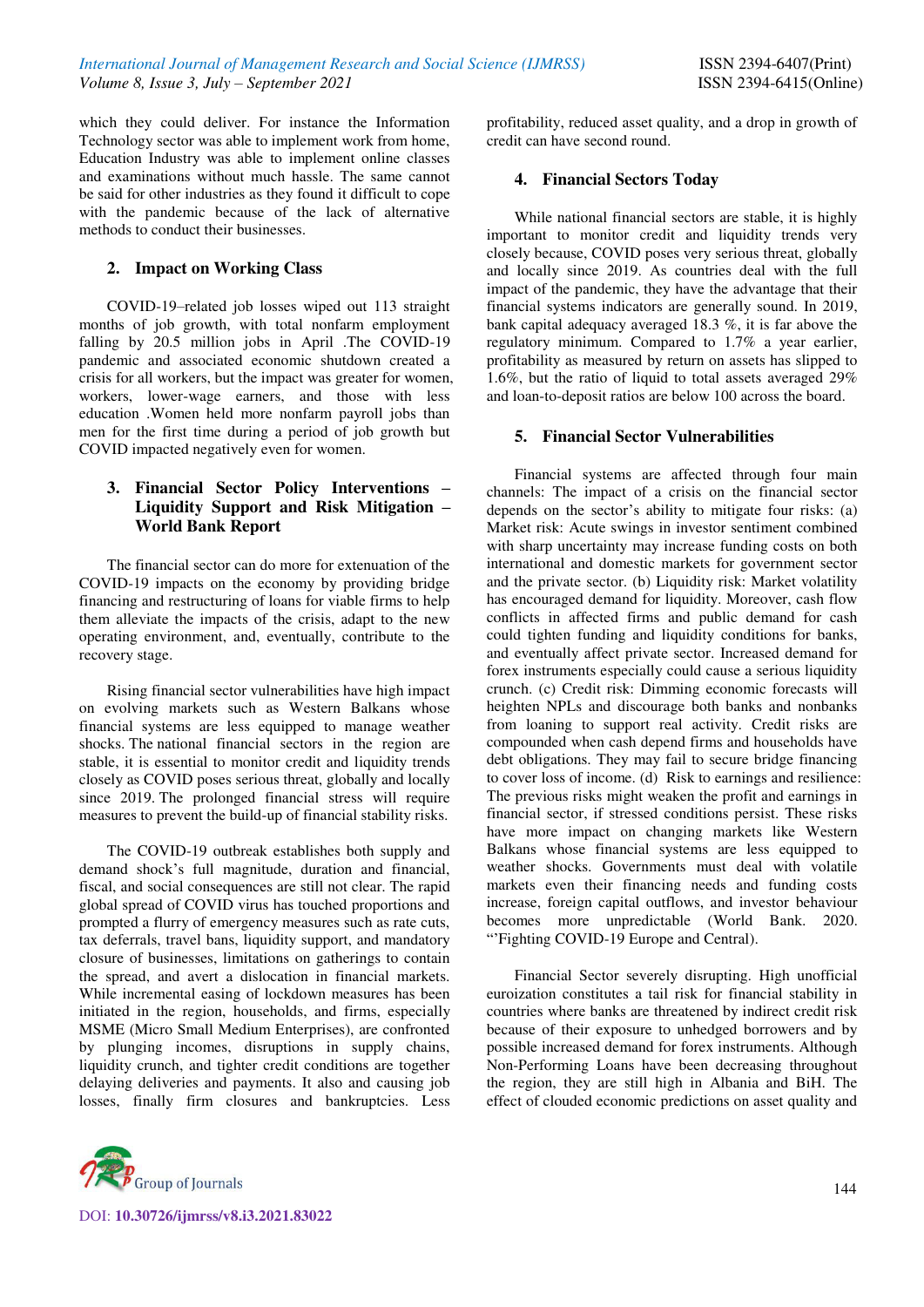which they could deliver. For instance the Information Technology sector was able to implement work from home, Education Industry was able to implement online classes and examinations without much hassle. The same cannot be said for other industries as they found it difficult to cope with the pandemic because of the lack of alternative methods to conduct their businesses.

## 2. Impact on Working Class

COVID-19–related job losses wiped out 113 straight months of job growth, with total nonfarm employment falling by 20.5 million jobs in April .The COVID-19 pandemic and associated economic shutdown created a crisis for all workers, but the impact was greater for women, workers, lower-wage earners, and those with less education .Women held more nonfarm payroll jobs than men for the first time during a period of job growth but COVID impacted negatively even for women.

## 3. Financial Sector Policy Interventions – Liquidity Support and Risk Mitigation – World Bank Report

The financial sector can do more for extenuation of the COVID-19 impacts on the economy by providing bridge financing and restructuring of loans for viable firms to help them alleviate the impacts of the crisis, adapt to the new operating environment, and, eventually, contribute to the recovery stage.

Rising financial sector vulnerabilities have high impact on evolving markets such as Western Balkans whose financial systems are less equipped to manage weather shocks. The national financial sectors in the region are stable, it is essential to monitor credit and liquidity trends closely as COVID poses serious threat, globally and locally since 2019. The prolonged financial stress will require measures to prevent the build-up of financial stability risks.

The COVID-19 outbreak establishes both supply and demand shock's full magnitude, duration and financial, fiscal, and social consequences are still not clear. The rapid global spread of COVID virus has touched proportions and prompted a flurry of emergency measures such as rate cuts, tax deferrals, travel bans, liquidity support, and mandatory closure of businesses, limitations on gatherings to contain the spread, and avert a dislocation in financial markets. While incremental easing of lockdown measures has been initiated in the region, households, and firms, especially MSME (Micro Small Medium Enterprises), are confronted by plunging incomes, disruptions in supply chains, liquidity crunch, and tighter credit conditions are together delaying deliveries and payments. It also and causing job losses, finally firm closures and bankruptcies. Less profitability, reduced asset quality, and a drop in growth of credit can have second round.

## 4. Financial Sectors Today

While national financial sectors are stable, it is highly important to monitor credit and liquidity trends very closely because, COVID poses very serious threat, globally and locally since 2019. As countries deal with the full impact of the pandemic, they have the advantage that their financial systems indicators are generally sound. In 2019, bank capital adequacy averaged 18.3 %, it is far above the regulatory minimum. Compared to 1.7% a year earlier, profitability as measured by return on assets has slipped to 1.6%, but the ratio of liquid to total assets averaged 29% and loan-to-deposit ratios are below 100 across the board.

## 5. Financial Sector Vulnerabilities

Financial systems are affected through four main channels: The impact of a crisis on the financial sector depends on the sector's ability to mitigate four risks: (a) Market risk: Acute swings in investor sentiment combined with sharp uncertainty may increase funding costs on both international and domestic markets for government sector and the private sector. (b) Liquidity risk: Market volatility has encouraged demand for liquidity. Moreover, cash flow conflicts in affected firms and public demand for cash could tighten funding and liquidity conditions for banks, and eventually affect private sector. Increased demand for forex instruments especially could cause a serious liquidity crunch. (c) Credit risk: Dimming economic forecasts will heighten NPLs and discourage both banks and nonbanks from loaning to support real activity. Credit risks are compounded when cash depend firms and households have debt obligations. They may fail to secure bridge financing to cover loss of income. (d) Risk to earnings and resilience: The previous risks might weaken the profit and earnings in financial sector, if stressed conditions persist. These risks have more impact on changing markets like Western Balkans whose financial systems are less equipped to weather shocks. Governments must deal with volatile markets even their financing needs and funding costs increase, foreign capital outflows, and investor behaviour becomes more unpredictable (World Bank. 2020. "'Fighting COVID-19 Europe and Central).

Financial Sector severely disrupting. High unofficial euroization constitutes a tail risk for financial stability in countries where banks are threatened by indirect credit risk because of their exposure to unhedged borrowers and by possible increased demand for forex instruments. Although Non-Performing Loans have been decreasing throughout the region, they are still high in Albania and BiH. The effect of clouded economic predictions on asset quality and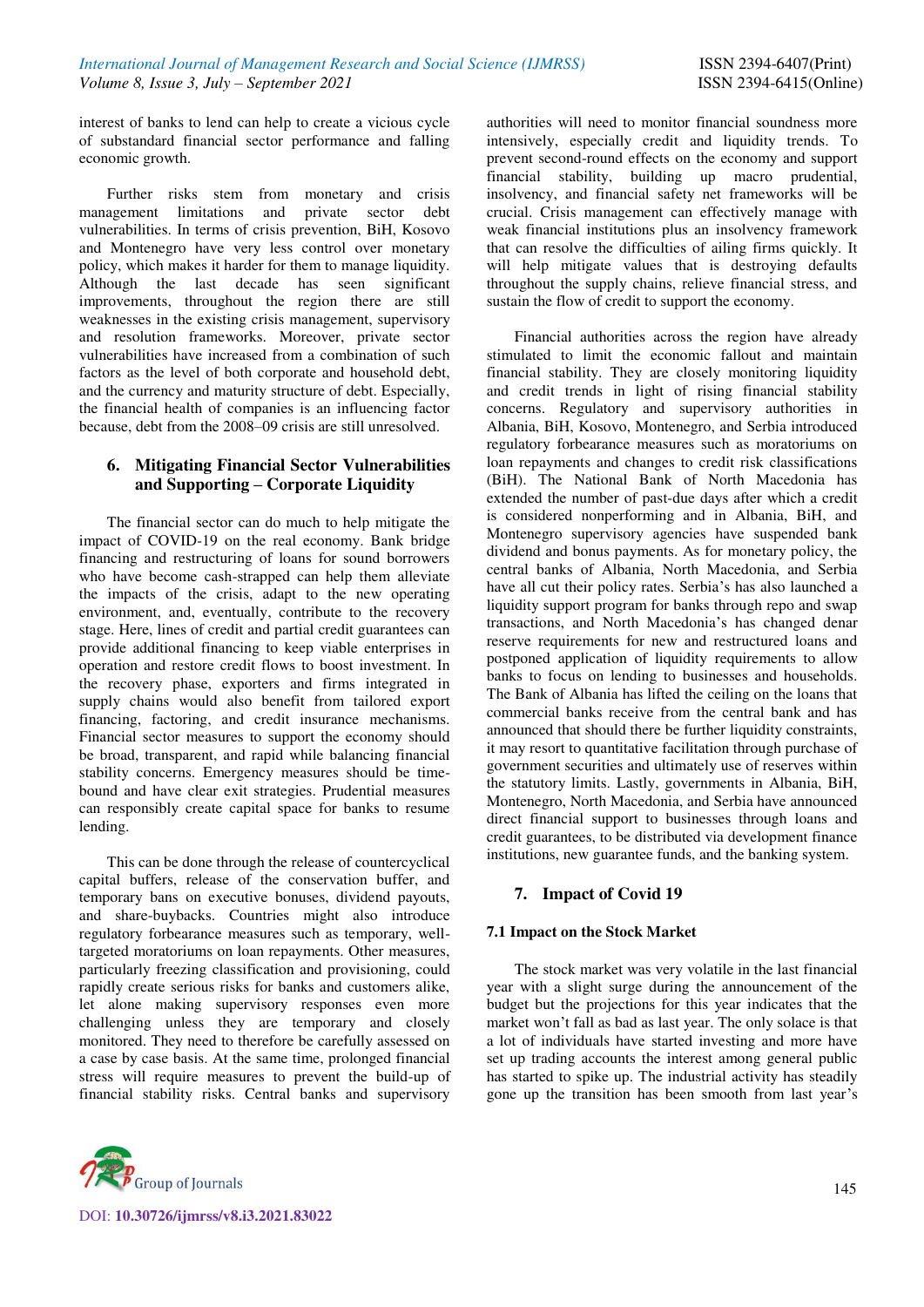interest of banks to lend can help to create a vicious cycle of substandard financial sector performance and falling economic growth.

Further risks stem from monetary and crisis management limitations and private sector debt vulnerabilities. In terms of crisis prevention, BiH, Kosovo and Montenegro have very less control over monetary policy, which makes it harder for them to manage liquidity. Although the last decade has seen significant improvements, throughout the region there are still weaknesses in the existing crisis management, supervisory and resolution frameworks. Moreover, private sector vulnerabilities have increased from a combination of such factors as the level of both corporate and household debt, and the currency and maturity structure of debt. Especially, the financial health of companies is an influencing factor because, debt from the 2008–09 crisis are still unresolved.

## 6. Mitigating Financial Sector Vulnerabilities and Supporting – Corporate Liquidity

The financial sector can do much to help mitigate the impact of COVID-19 on the real economy. Bank bridge financing and restructuring of loans for sound borrowers who have become cash-strapped can help them alleviate the impacts of the crisis, adapt to the new operating environment, and, eventually, contribute to the recovery stage. Here, lines of credit and partial credit guarantees can provide additional financing to keep viable enterprises in operation and restore credit flows to boost investment. In the recovery phase, exporters and firms integrated in supply chains would also benefit from tailored export financing, factoring, and credit insurance mechanisms. Financial sector measures to support the economy should be broad, transparent, and rapid while balancing financial stability concerns. Emergency measures should be time-bound and have clear exit strategies. Prudential measures can responsibly create capital space for banks to resume lending.

This can be done through the release of countercyclical capital buffers, release of the conservation buffer, and temporary bans on executive bonuses, dividend payouts, and share-buybacks. Countries might also introduce regulatory forbearance measures such as temporary, well-targeted moratoriums on loan repayments. Other measures, particularly freezing classification and provisioning, could rapidly create serious risks for banks and customers alike, let alone making supervisory responses even more challenging unless they are temporary and closely monitored. They need to therefore be carefully assessed on a case by case basis. At the same time, prolonged financial stress will require measures to prevent the build-up of financial stability risks. Central banks and supervisory authorities will need to monitor financial soundness more intensively, especially credit and liquidity trends. To prevent second-round effects on the economy and support financial stability, building up macro prudential, insolvency, and financial safety net frameworks will be crucial. Crisis management can effectively manage with weak financial institutions plus an insolvency framework that can resolve the difficulties of ailing firms quickly. It will help mitigate values that is destroying defaults throughout the supply chains, relieve financial stress, and sustain the flow of credit to support the economy.

Financial authorities across the region have already stimulated to limit the economic fallout and maintain financial stability. They are closely monitoring liquidity and credit trends in light of rising financial stability concerns. Regulatory and supervisory authorities in Albania, BiH, Kosovo, Montenegro, and Serbia introduced regulatory forbearance measures such as moratoriums on loan repayments and changes to credit risk classifications (BiH). The National Bank of North Macedonia has extended the number of past-due days after which a credit is considered nonperforming and in Albania, BiH, and Montenegro supervisory agencies have suspended bank dividend and bonus payments. As for monetary policy, the central banks of Albania, North Macedonia, and Serbia have all cut their policy rates. Serbia's has also launched a liquidity support program for banks through repo and swap transactions, and North Macedonia's has changed denar reserve requirements for new and restructured loans and postponed application of liquidity requirements to allow banks to focus on lending to businesses and households. The Bank of Albania has lifted the ceiling on the loans that commercial banks receive from the central bank and has announced that should there be further liquidity constraints, it may resort to quantitative facilitation through purchase of government securities and ultimately use of reserves within the statutory limits. Lastly, governments in Albania, BiH, Montenegro, North Macedonia, and Serbia have announced direct financial support to businesses through loans and credit guarantees, to be distributed via development finance institutions, new guarantee funds, and the banking system.

## 7. Impact of Covid 19

### 7.1 Impact on the Stock Market

The stock market was very volatile in the last financial year with a slight surge during the announcement of the budget but the projections for this year indicates that the market won't fall as bad as last year. The only solace is that a lot of individuals have started investing and more have set up trading accounts the interest among general public has started to spike up. The industrial activity has steadily gone up the transition has been smooth from last year's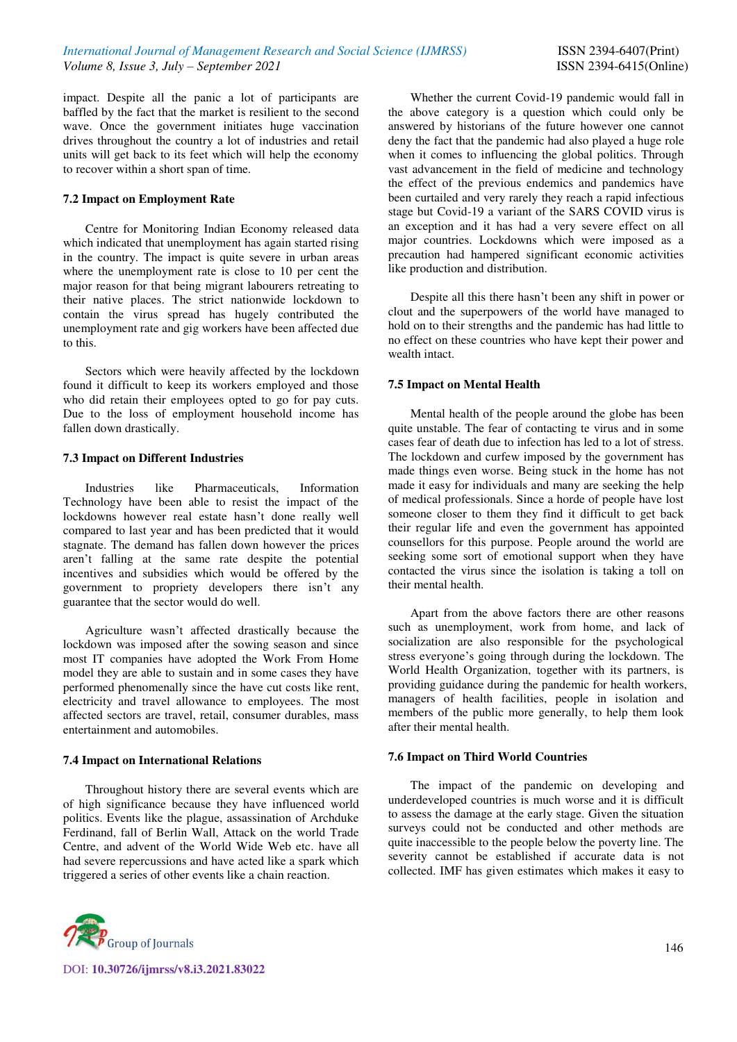impact. Despite all the panic a lot of participants are baffled by the fact that the market is resilient to the second wave. Once the government initiates huge vaccination drives throughout the country a lot of industries and retail units will get back to its feet which will help the economy to recover within a short span of time.

### 7.2 Impact on Employment Rate

Centre for Monitoring Indian Economy released data which indicated that unemployment has again started rising in the country. The impact is quite severe in urban areas where the unemployment rate is close to 10 per cent the major reason for that being migrant labourers retreating to their native places. The strict nationwide lockdown to contain the virus spread has hugely contributed the unemployment rate and gig workers have been affected due to this.

Sectors which were heavily affected by the lockdown found it difficult to keep its workers employed and those who did retain their employees opted to go for pay cuts. Due to the loss of employment household income has fallen down drastically.

### 7.3 Impact on Different Industries

Industries like Pharmaceuticals, Information Technology have been able to resist the impact of the lockdowns however real estate hasn't done really well compared to last year and has been predicted that it would stagnate. The demand has fallen down however the prices aren't falling at the same rate despite the potential incentives and subsidies which would be offered by the government to propriety developers there isn't any guarantee that the sector would do well.

Agriculture wasn't affected drastically because the lockdown was imposed after the sowing season and since most IT companies have adopted the Work From Home model they are able to sustain and in some cases they have performed phenomenally since the have cut costs like rent, electricity and travel allowance to employees. The most affected sectors are travel, retail, consumer durables, mass entertainment and automobiles.

### 7.4 Impact on International Relations

Throughout history there are several events which are of high significance because they have influenced world politics. Events like the plague, assassination of Archduke Ferdinand, fall of Berlin Wall, Attack on the world Trade Centre, and advent of the World Wide Web etc. have all had severe repercussions and have acted like a spark which triggered a series of other events like a chain reaction.

Whether the current Covid-19 pandemic would fall in the above category is a question which could only be answered by historians of the future however one cannot deny the fact that the pandemic had also played a huge role when it comes to influencing the global politics. Through vast advancement in the field of medicine and technology the effect of the previous endemics and pandemics have been curtailed and very rarely they reach a rapid infectious stage but Covid-19 a variant of the SARS COVID virus is an exception and it has had a very severe effect on all major countries. Lockdowns which were imposed as a precaution had hampered significant economic activities like production and distribution.

Despite all this there hasn't been any shift in power or clout and the superpowers of the world have managed to hold on to their strengths and the pandemic has had little to no effect on these countries who have kept their power and wealth intact.

### 7.5 Impact on Mental Health

Mental health of the people around the globe has been quite unstable. The fear of contacting te virus and in some cases fear of death due to infection has led to a lot of stress. The lockdown and curfew imposed by the government has made things even worse. Being stuck in the home has not made it easy for individuals and many are seeking the help of medical professionals. Since a horde of people have lost someone closer to them they find it difficult to get back their regular life and even the government has appointed counsellors for this purpose. People around the world are seeking some sort of emotional support when they have contacted the virus since the isolation is taking a toll on their mental health.

Apart from the above factors there are other reasons such as unemployment, work from home, and lack of socialization are also responsible for the psychological stress everyone's going through during the lockdown. The World Health Organization, together with its partners, is providing guidance during the pandemic for health workers, managers of health facilities, people in isolation and members of the public more generally, to help them look after their mental health.

### 7.6 Impact on Third World Countries

The impact of the pandemic on developing and underdeveloped countries is much worse and it is difficult to assess the damage at the early stage. Given the situation surveys could not be conducted and other methods are quite inaccessible to the people below the poverty line. The severity cannot be established if accurate data is not collected. IMF has given estimates which makes it easy to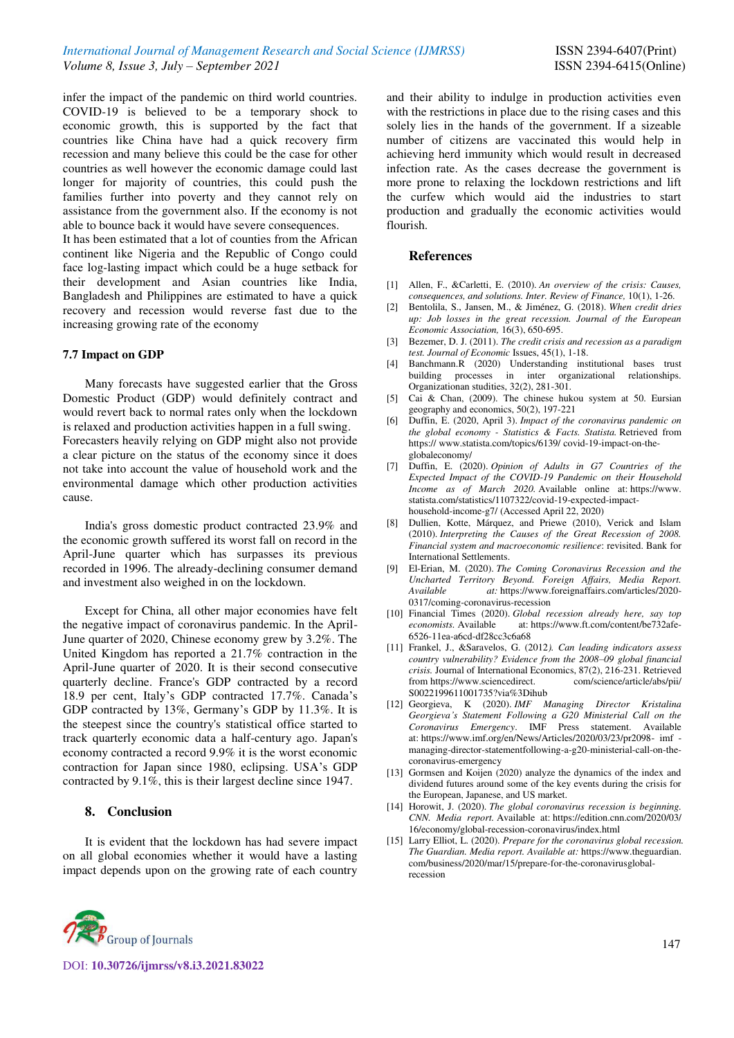infer the impact of the pandemic on third world countries. COVID-19 is believed to be a temporary shock to economic growth, this is supported by the fact that countries like China have had a quick recovery firm recession and many believe this could be the case for other countries as well however the economic damage could last longer for majority of countries, this could push the families further into poverty and they cannot rely on assistance from the government also. If the economy is not able to bounce back it would have severe consequences.

It has been estimated that a lot of counties from the African continent like Nigeria and the Republic of Congo could face log-lasting impact which could be a huge setback for their development and Asian countries like India, Bangladesh and Philippines are estimated to have a quick recovery and recession would reverse fast due to the increasing growing rate of the economy

### 7.7 Impact on GDP

Many forecasts have suggested earlier that the Gross Domestic Product (GDP) would definitely contract and would revert back to normal rates only when the lockdown is relaxed and production activities happen in a full swing. Forecasters heavily relying on GDP might also not provide a clear picture on the status of the economy since it does not take into account the value of household work and the environmental damage which other production activities cause.

India's gross domestic product contracted 23.9% and the economic growth suffered its worst fall on record in the April-June quarter which has surpasses its previous recorded in 1996. The already-declining consumer demand and investment also weighed in on the lockdown.

Except for China, all other major economies have felt the negative impact of coronavirus pandemic. In the April-June quarter of 2020, Chinese economy grew by 3.2%. The United Kingdom has reported a 21.7% contraction in the April-June quarter of 2020. It is their second consecutive quarterly decline. France's GDP contracted by a record 18.9 per cent, Italy's GDP contracted 17.7%. Canada's GDP contracted by 13%, Germany's GDP by 11.3%. It is the steepest since the country's statistical office started to track quarterly economic data a half-century ago. Japan's economy contracted a record 9.9% it is the worst economic contraction for Japan since 1980, eclipsing. USA's GDP contracted by 9.1%, this is their largest decline since 1947.

## 8. Conclusion

It is evident that the lockdown has had severe impact on all global economies whether it would have a lasting impact depends upon on the growing rate of each country and their ability to indulge in production activities even with the restrictions in place due to the rising cases and this solely lies in the hands of the government. If a sizeable number of citizens are vaccinated this would help in achieving herd immunity which would result in decreased infection rate. As the cases decrease the government is more prone to relaxing the lockdown restrictions and lift the curfew which would aid the industries to start production and gradually the economic activities would flourish.

## References

[1] Allen, F., &Carletti, E. (2010). *An overview of the crisis: Causes, consequences, and solutions. Inter. Review of Finance,* 10(1), 1-26.

[2] Bentolila, S., Jansen, M., & Jiménez, G. (2018). *When credit dries up: Job losses in the great recession. Journal of the European Economic Association,* 16(3), 650-695.

[3] Bezemer, D. J. (2011). *The credit crisis and recession as a paradigm test. Journal of Economic* Issues, 45(1), 1-18.

[4] Banchmann.R (2020) Understanding institutional bases trust building processes in inter organizational relationships. Organizationan studities, 32(2), 281-301.

[5] Cai & Chan, (2009). The chinese hukou system at 50. Eursian geography and economics, 50(2), 197-221

[6] Duffin, E. (2020, April 3). *Impact of the coronavirus pandemic on the global economy - Statistics & Facts. Statista.* Retrieved from https:// www.statista.com/topics/6139/ covid-19-impact-on-the-globaleconomy/

[7] Duffin, E. (2020). *Opinion of Adults in G7 Countries of the Expected Impact of the COVID-19 Pandemic on their Household Income as of March 2020.* Available online at: https://www. statista.com/statistics/1107322/covid-19-expected-impact-household-income-g7/ (Accessed April 22, 2020)

[8] Dullien, Kotte, Márquez, and Priewe (2010), Verick and Islam (2010). *Interpreting the Causes of the Great Recession of 2008. Financial system and macroeconomic resilience*: revisited. Bank for International Settlements.

[9] El-Erian, M. (2020). *The Coming Coronavirus Recession and the Uncharted Territory Beyond. Foreign Affairs, Media Report. Available at:* https://www.foreignaffairs.com/articles/2020-0317/coming-coronavirus-recession

[10] Financial Times (2020). *Global recession already here, say top economists.* Available at: https://www.ft.com/content/be732afe-6526-11ea-a6cd-df28cc3c6a68

[11] Frankel, J., &Saravelos, G. (2012*). Can leading indicators assess country vulnerability? Evidence from the 2008–09 global financial crisis.* Journal of International Economics, 87(2), 216-231. Retrieved from https://www.sciencedirect. com/science/article/abs/pii/ S0022199611001735?via%3Dihub

[12] Georgieva, K (2020). *IMF Managing Director Kristalina Georgieva's Statement Following a G20 Ministerial Call on the Coronavirus Emergency*. IMF Press statement. Available at: https://www.imf.org/en/News/Articles/2020/03/23/pr2098- imf -managing-director-statementfollowing-a-g20-ministerial-call-on-the-coronavirus-emergency

[13] Gormsen and Koijen (2020) analyze the dynamics of the index and dividend futures around some of the key events during the crisis for the European, Japanese, and US market.

[14] Horowit, J. (2020). *The global coronavirus recession is beginning. CNN. Media report.* Available at: https://edition.cnn.com/2020/03/ 16/economy/global-recession-coronavirus/index.html

[15] Larry Elliot, L. (2020). *Prepare for the coronavirus global recession. The Guardian. Media report. Available at:* https://www.theguardian. com/business/2020/mar/15/prepare-for-the-coronavirusglobal-recession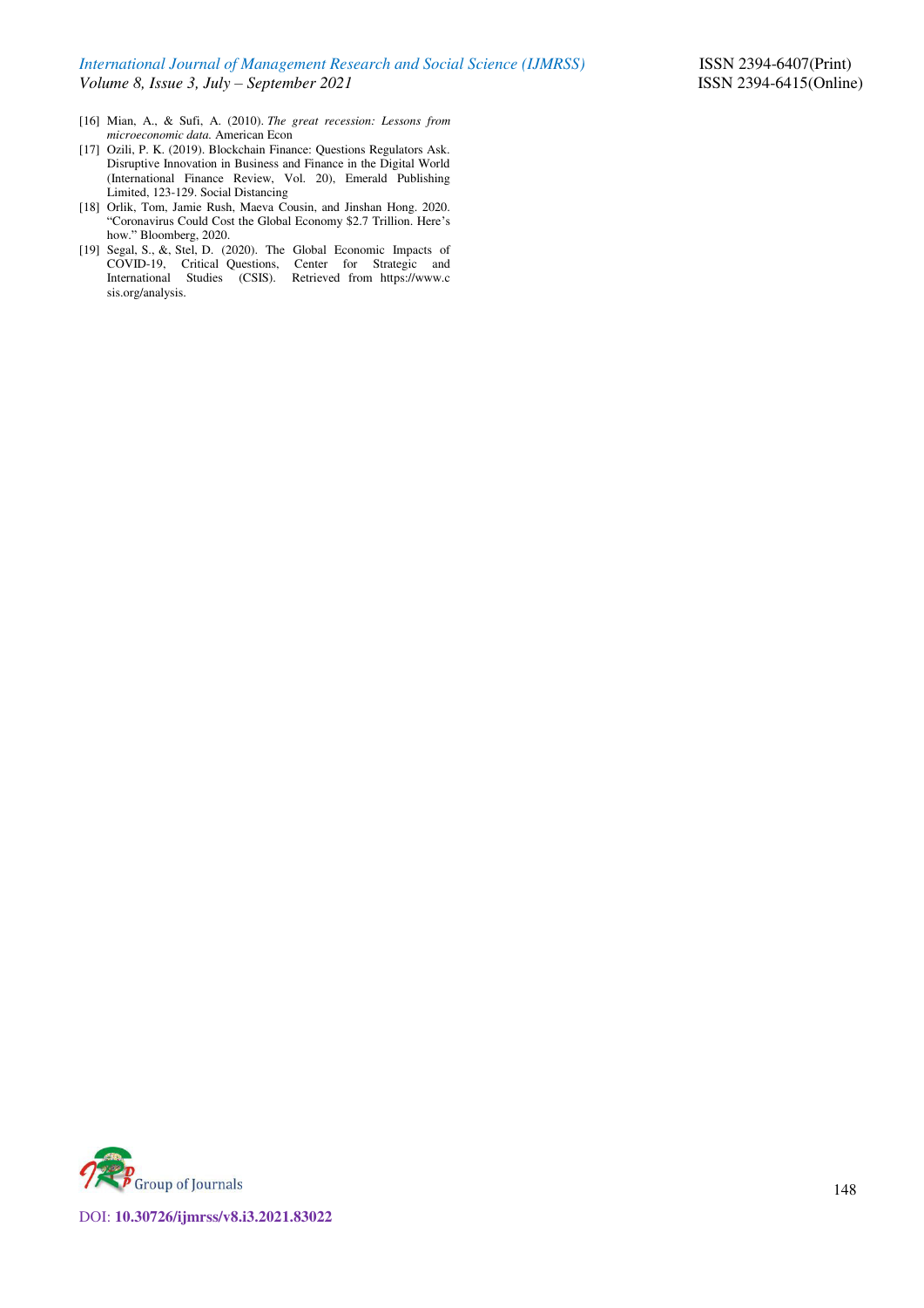[16] Mian, A., & Sufi, A. (2010). *The great recession: Lessons from microeconomic data.* American Econ

[17] Ozili, P. K. (2019). Blockchain Finance: Questions Regulators Ask. Disruptive Innovation in Business and Finance in the Digital World (International Finance Review, Vol. 20), Emerald Publishing Limited, 123-129. Social Distancing

[18] Orlik, Tom, Jamie Rush, Maeva Cousin, and Jinshan Hong. 2020. "Coronavirus Could Cost the Global Economy $2.7 Trillion. Here's how." Bloomberg, 2020.

[19] Segal, S., &, Stel, D. (2020). The Global Economic Impacts of COVID-19, Critical Questions, Center for Strategic and International Studies (CSIS). Retrieved from https://www.csis.org/analysis.